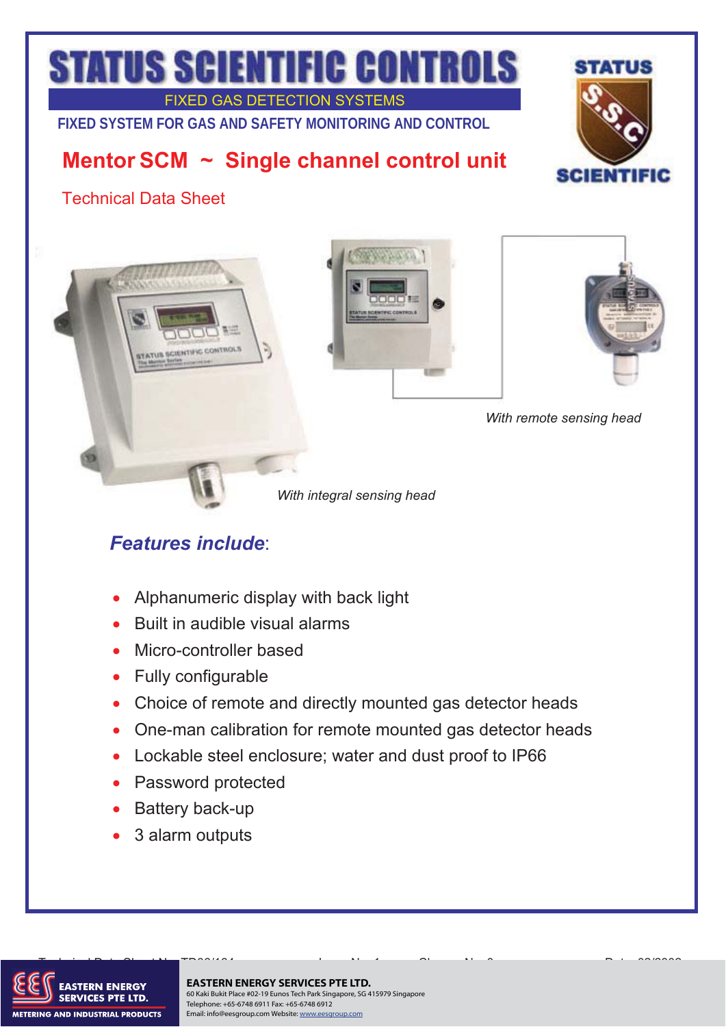# STATUS SCIENTIFIC CONTROLS

FIXED GAS DETECTION SYSTEMS

FIXED SYSTEM FOR GAS AND SAFETY MONITORING AND CONTROL

## Mentor SCM ~ Single channel control unit

Technical Data Sheet

*With remote sensing head*

*With integral sensing head*

### *Features include*:

- Alphanumeric display with back light
- Built in audible visual alarms
- Micro-controller based
- Fully configurable
- Choice of remote and directly mounted gas detector heads
- One-man calibration for remote mounted gas detector heads
- Lockable steel enclosure; water and dust proof to IP66
- Password protected
- Battery back-up
- 3 alarm outputs

**EASTERN ENERGY SERVICES PTE LTD.**
60 Kaki Bukit Place #02-19 Eunos Tech Park Singapore, SG 415979 Singapore
Telephone: +65-6748 6911 Fax: +65-6748 6912
Email: info@eesgroup.com Website: www.eesgroup.com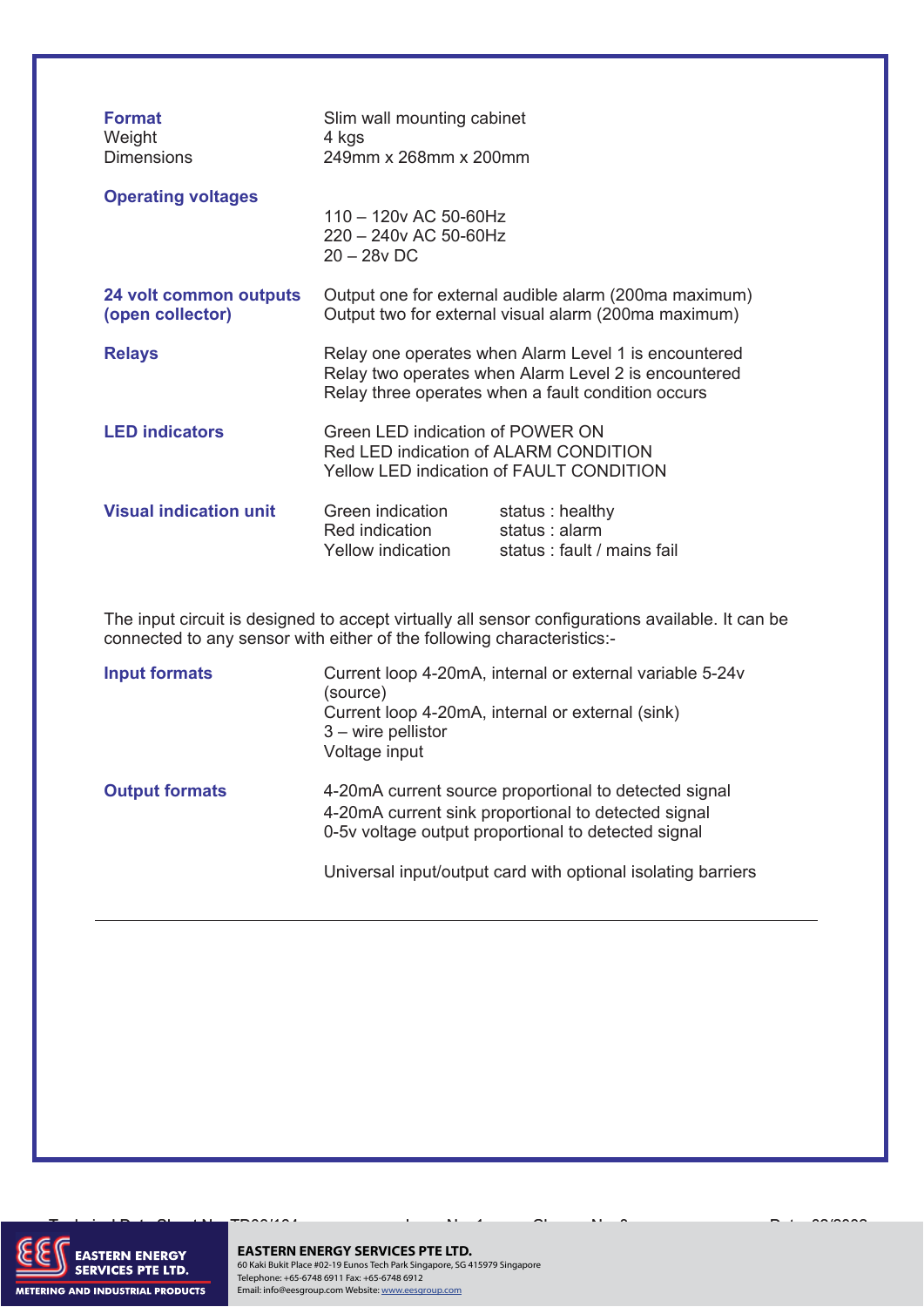| | |
|---|---|
| **Format** | Slim wall mounting cabinet |
| Weight | 4 kgs |
| Dimensions | 249mm x 268mm x 200mm |

**Operating voltages**

110 – 120v AC 50-60Hz
220 – 240v AC 50-60Hz
20 – 28v DC

**24 volt common outputs (open collector)**

Output one for external audible alarm (200ma maximum)
Output two for external visual alarm (200ma maximum)

**Relays**

Relay one operates when Alarm Level 1 is encountered
Relay two operates when Alarm Level 2 is encountered
Relay three operates when a fault condition occurs

**LED indicators**

Green LED indication of POWER ON
Red LED indication of ALARM CONDITION
Yellow LED indication of FAULT CONDITION

**Visual indication unit**

| | |
|---|---|
| Green indication | status : healthy |
| Red indication | status : alarm |
| Yellow indication | status : fault / mains fail |

The input circuit is designed to accept virtually all sensor configurations available. It can be connected to any sensor with either of the following characteristics:-

**Input formats**

Current loop 4-20mA, internal or external variable 5-24v (source)
Current loop 4-20mA, internal or external (sink)
3 – wire pellistor
Voltage input

**Output formats**

4-20mA current source proportional to detected signal
4-20mA current sink proportional to detected signal
0-5v voltage output proportional to detected signal

Universal input/output card with optional isolating barriers

---

**EASTERN ENERGY SERVICES PTE LTD.**
60 Kaki Bukit Place #02-19 Eunos Tech Park Singapore, SG 415979 Singapore
Telephone: +65-6748 6911 Fax: +65-6748 6912
Email: info@eesgroup.com Website: www.eesgroup.com